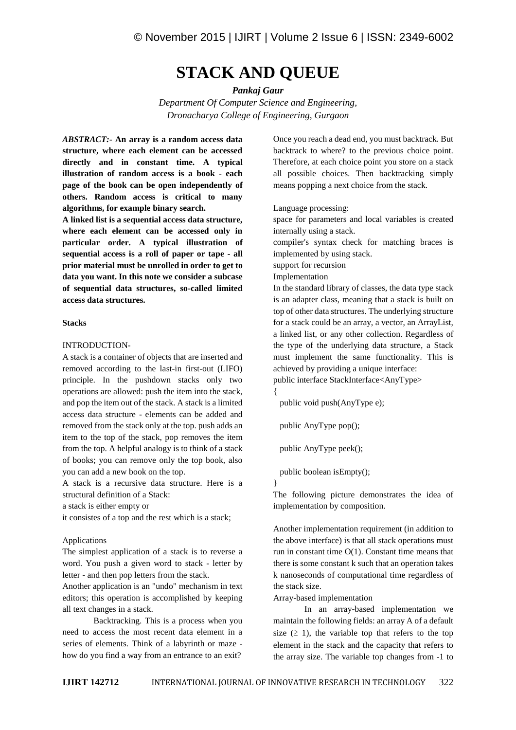# STACK AND QUEUE

***Pankaj Gaur***

*Department Of Computer Science and Engineering,*
*Dronacharya College of Engineering, Gurgaon*

***ABSTRACT:-*** **An array is a random access data structure, where each element can be accessed directly and in constant time. A typical illustration of random access is a book - each page of the book can be open independently of others. Random access is critical to many algorithms, for example binary search.**

**A linked list is a sequential access data structure, where each element can be accessed only in particular order. A typical illustration of sequential access is a roll of paper or tape - all prior material must be unrolled in order to get to data you want. In this note we consider a subcase of sequential data structures, so-called limited access data structures.**

**Stacks**

INTRODUCTION-

A stack is a container of objects that are inserted and removed according to the last-in first-out (LIFO) principle. In the pushdown stacks only two operations are allowed: push the item into the stack, and pop the item out of the stack. A stack is a limited access data structure - elements can be added and removed from the stack only at the top. push adds an item to the top of the stack, pop removes the item from the top. A helpful analogy is to think of a stack of books; you can remove only the top book, also you can add a new book on the top.

A stack is a recursive data structure. Here is a structural definition of a Stack:

a stack is either empty or

it consistes of a top and the rest which is a stack;

Applications

The simplest application of a stack is to reverse a word. You push a given word to stack - letter by letter - and then pop letters from the stack.

Another application is an "undo" mechanism in text editors; this operation is accomplished by keeping all text changes in a stack.

Backtracking. This is a process when you need to access the most recent data element in a series of elements. Think of a labyrinth or maze - how do you find a way from an entrance to an exit? Once you reach a dead end, you must backtrack. But backtrack to where? to the previous choice point. Therefore, at each choice point you store on a stack all possible choices. Then backtracking simply means popping a next choice from the stack.

Language processing:

space for parameters and local variables is created internally using a stack.

compiler's syntax check for matching braces is implemented by using stack.

support for recursion

Implementation

In the standard library of classes, the data type stack is an adapter class, meaning that a stack is built on top of other data structures. The underlying structure for a stack could be an array, a vector, an ArrayList, a linked list, or any other collection. Regardless of the type of the underlying data structure, a Stack must implement the same functionality. This is achieved by providing a unique interface:

```
public interface StackInterface<AnyType>
{
  public void push(AnyType e);

  public AnyType pop();

  public AnyType peek();

  public boolean isEmpty();
}
```

The following picture demonstrates the idea of implementation by composition.

Another implementation requirement (in addition to the above interface) is that all stack operations must run in constant time $O(1)$. Constant time means that there is some constant k such that an operation takes k nanoseconds of computational time regardless of the stack size.

Array-based implementation

In an array-based implementation we maintain the following fields: an array A of a default size ($\geq 1$), the variable top that refers to the top element in the stack and the capacity that refers to the array size. The variable top changes from -1 to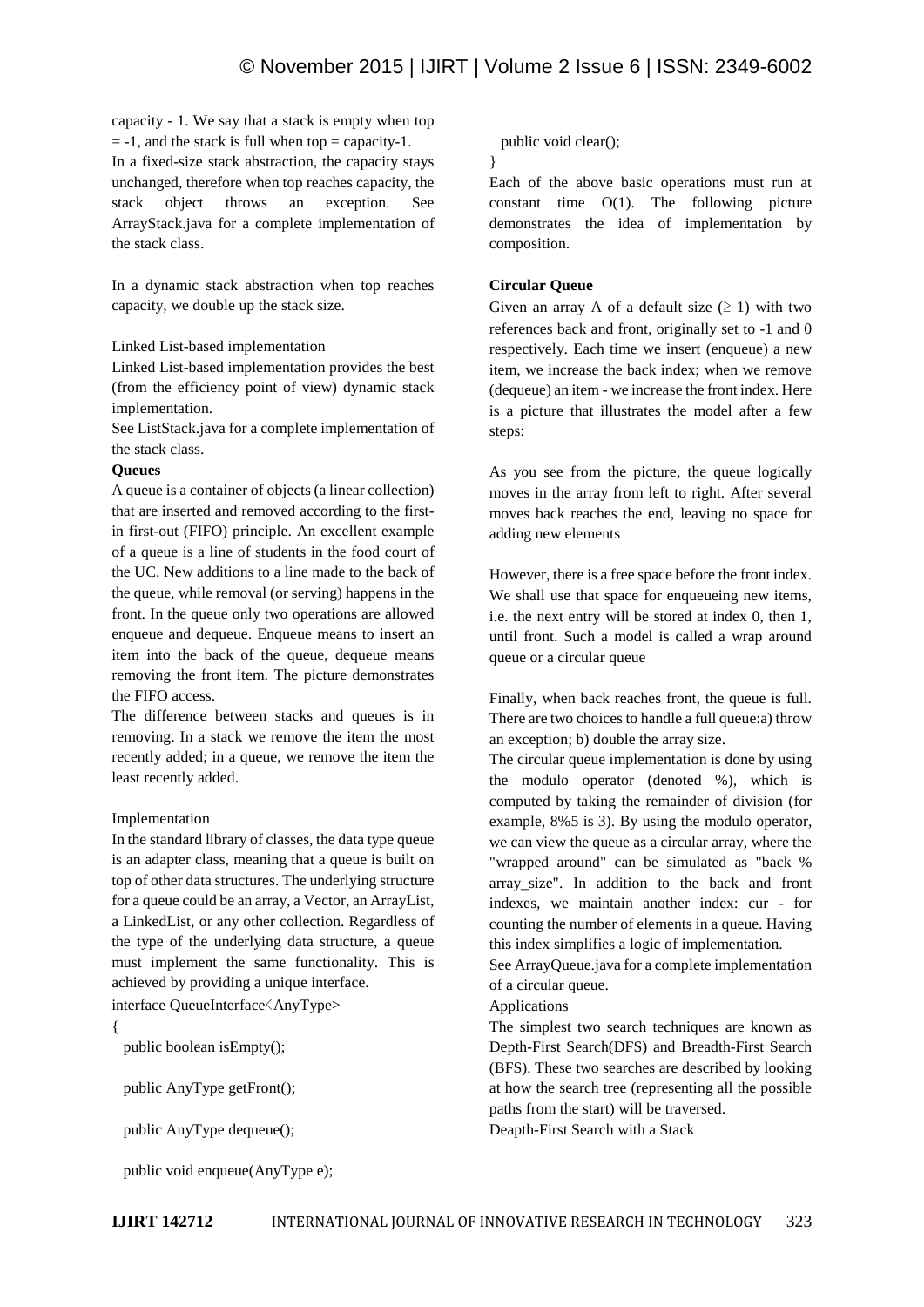capacity - 1. We say that a stack is empty when top = -1, and the stack is full when top = capacity-1.

In a fixed-size stack abstraction, the capacity stays unchanged, therefore when top reaches capacity, the stack object throws an exception. See ArrayStack.java for a complete implementation of the stack class.

In a dynamic stack abstraction when top reaches capacity, we double up the stack size.

Linked List-based implementation

Linked List-based implementation provides the best (from the efficiency point of view) dynamic stack implementation.

See ListStack.java for a complete implementation of the stack class.

**Queues**

A queue is a container of objects (a linear collection) that are inserted and removed according to the first-in first-out (FIFO) principle. An excellent example of a queue is a line of students in the food court of the UC. New additions to a line made to the back of the queue, while removal (or serving) happens in the front. In the queue only two operations are allowed enqueue and dequeue. Enqueue means to insert an item into the back of the queue, dequeue means removing the front item. The picture demonstrates the FIFO access.

The difference between stacks and queues is in removing. In a stack we remove the item the most recently added; in a queue, we remove the item the least recently added.

Implementation

In the standard library of classes, the data type queue is an adapter class, meaning that a queue is built on top of other data structures. The underlying structure for a queue could be an array, a Vector, an ArrayList, a LinkedList, or any other collection. Regardless of the type of the underlying data structure, a queue must implement the same functionality. This is achieved by providing a unique interface.

```
interface QueueInterface<AnyType>
{
  public boolean isEmpty();

  public AnyType getFront();

  public AnyType dequeue();

  public void enqueue(AnyType e);

  public void clear();
}
```

Each of the above basic operations must run at constant time O(1). The following picture demonstrates the idea of implementation by composition.

**Circular Queue**

Given an array A of a default size ($\geq$ 1) with two references back and front, originally set to -1 and 0 respectively. Each time we insert (enqueue) a new item, we increase the back index; when we remove (dequeue) an item - we increase the front index. Here is a picture that illustrates the model after a few steps:

As you see from the picture, the queue logically moves in the array from left to right. After several moves back reaches the end, leaving no space for adding new elements

However, there is a free space before the front index. We shall use that space for enqueueing new items, i.e. the next entry will be stored at index 0, then 1, until front. Such a model is called a wrap around queue or a circular queue

Finally, when back reaches front, the queue is full. There are two choices to handle a full queue:a) throw an exception; b) double the array size.

The circular queue implementation is done by using the modulo operator (denoted %), which is computed by taking the remainder of division (for example, 8%5 is 3). By using the modulo operator, we can view the queue as a circular array, where the "wrapped around" can be simulated as "back % array_size". In addition to the back and front indexes, we maintain another index: cur - for counting the number of elements in a queue. Having this index simplifies a logic of implementation.

See ArrayQueue.java for a complete implementation of a circular queue.

Applications

The simplest two search techniques are known as Depth-First Search(DFS) and Breadth-First Search (BFS). These two searches are described by looking at how the search tree (representing all the possible paths from the start) will be traversed.

Deapth-First Search with a Stack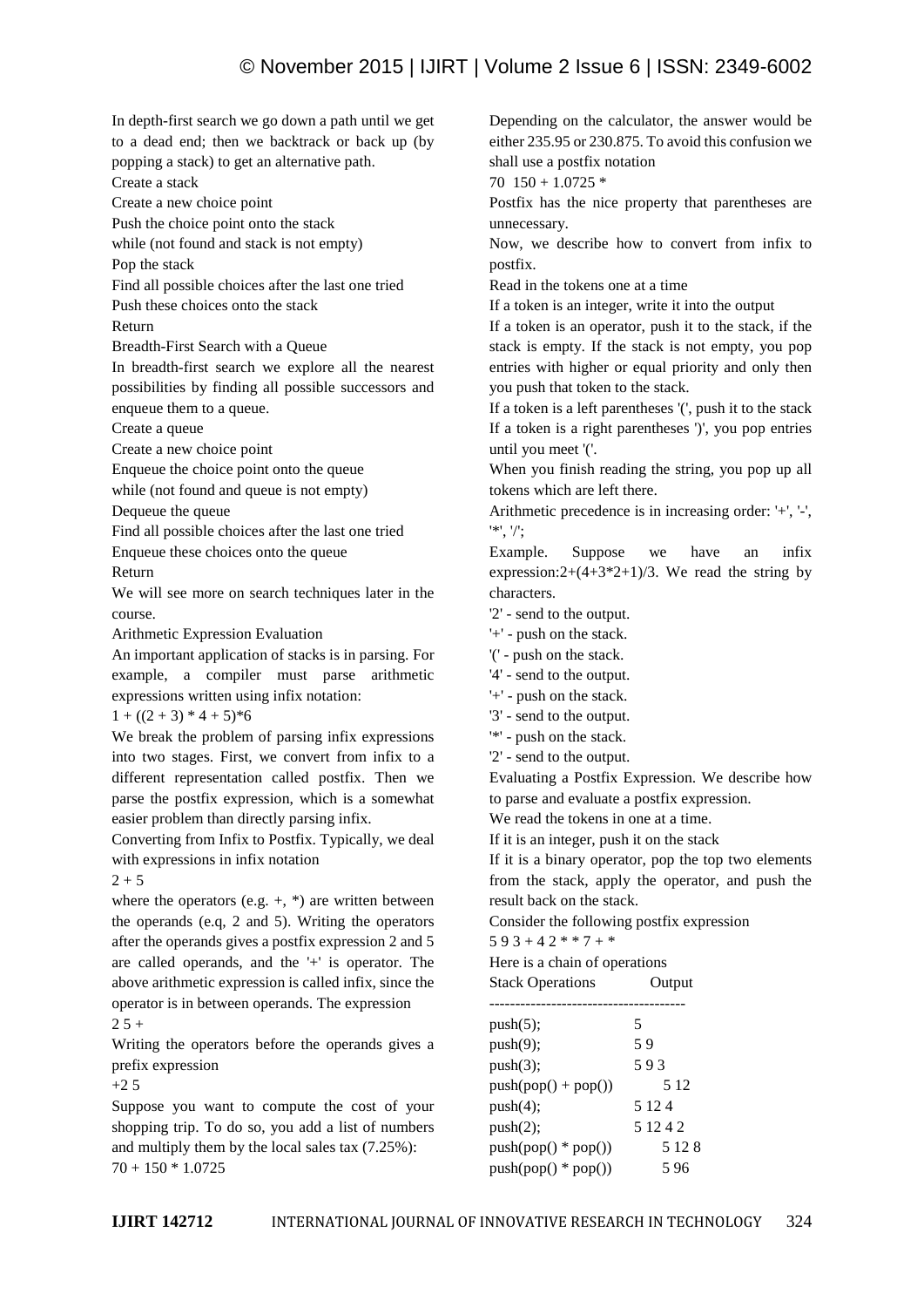In depth-first search we go down a path until we get to a dead end; then we backtrack or back up (by popping a stack) to get an alternative path.

Create a stack

Create a new choice point

Push the choice point onto the stack

while (not found and stack is not empty)

Pop the stack

Find all possible choices after the last one tried

Push these choices onto the stack

Return

Breadth-First Search with a Queue

In breadth-first search we explore all the nearest possibilities by finding all possible successors and enqueue them to a queue.

Create a queue

Create a new choice point

Enqueue the choice point onto the queue

while (not found and queue is not empty)

Dequeue the queue

Find all possible choices after the last one tried

Enqueue these choices onto the queue

Return

We will see more on search techniques later in the course.

Arithmetic Expression Evaluation

An important application of stacks is in parsing. For example, a compiler must parse arithmetic expressions written using infix notation:

1 + ((2 + 3) * 4 + 5)*6

We break the problem of parsing infix expressions into two stages. First, we convert from infix to a different representation called postfix. Then we parse the postfix expression, which is a somewhat easier problem than directly parsing infix.

Converting from Infix to Postfix. Typically, we deal with expressions in infix notation

2 + 5

where the operators (e.g. +, *) are written between the operands (e.q, 2 and 5). Writing the operators after the operands gives a postfix expression 2 and 5 are called operands, and the '+' is operator. The above arithmetic expression is called infix, since the operator is in between operands. The expression

2 5 +

Writing the operators before the operands gives a prefix expression

+2 5

Suppose you want to compute the cost of your shopping trip. To do so, you add a list of numbers and multiply them by the local sales tax (7.25%):

70 + 150 * 1.0725

Depending on the calculator, the answer would be either 235.95 or 230.875. To avoid this confusion we shall use a postfix notation

70 150 + 1.0725 *

Postfix has the nice property that parentheses are unnecessary.

Now, we describe how to convert from infix to postfix.

Read in the tokens one at a time

If a token is an integer, write it into the output

If a token is an operator, push it to the stack, if the stack is empty. If the stack is not empty, you pop entries with higher or equal priority and only then you push that token to the stack.

If a token is a left parentheses '(', push it to the stack

If a token is a right parentheses ')', you pop entries until you meet '('.

When you finish reading the string, you pop up all tokens which are left there.

Arithmetic precedence is in increasing order: '+', '-', '*', '/';

Example. Suppose we have an infix expression:2+(4+3*2+1)/3. We read the string by characters.

'2' - send to the output.

'+' - push on the stack.

'(' - push on the stack.

'4' - send to the output.

'+' - push on the stack.

'3' - send to the output.

'*' - push on the stack.

'2' - send to the output.

Evaluating a Postfix Expression. We describe how to parse and evaluate a postfix expression.

We read the tokens in one at a time.

If it is an integer, push it on the stack

If it is a binary operator, pop the top two elements from the stack, apply the operator, and push the result back on the stack.

Consider the following postfix expression

5 9 3 + 4 2 * * 7 + *

Here is a chain of operations

| Stack Operations | Output |
|---|---|
| push(5); | 5 |
| push(9); | 5 9 |
| push(3); | 5 9 3 |
| push(pop() + pop()) | 5 12 |
| push(4); | 5 12 4 |
| push(2); | 5 12 4 2 |
| push(pop() * pop()) | 5 12 8 |
| push(pop() * pop()) | 5 96 |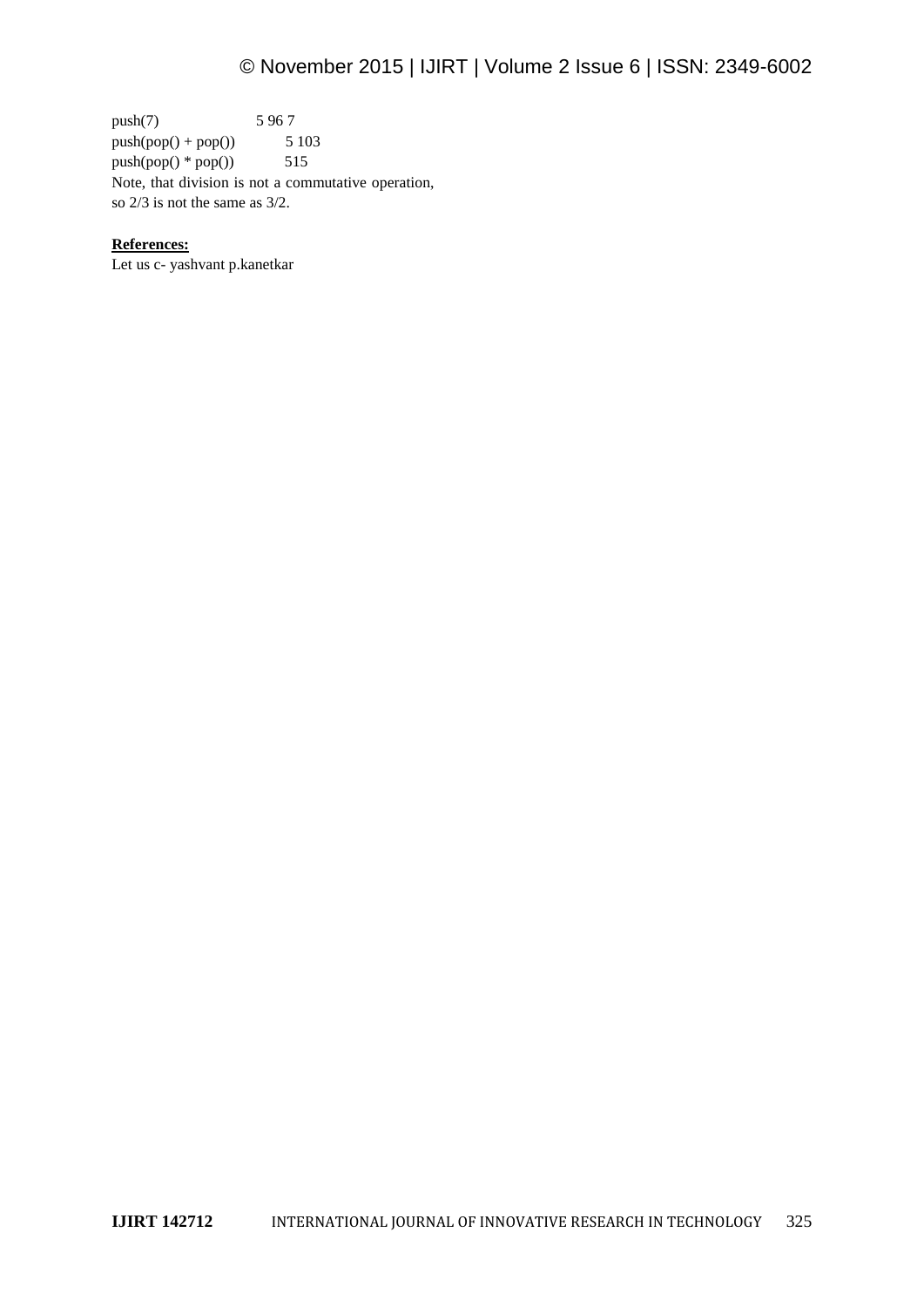| | |
|---|---|
| push(7) | 5 96 7 |
| push(pop() + pop()) | 5 103 |
| push(pop() * pop()) | 515 |

Note, that division is not a commutative operation, so 2/3 is not the same as 3/2.

**References:**

Let us c- yashvant p.kanetkar